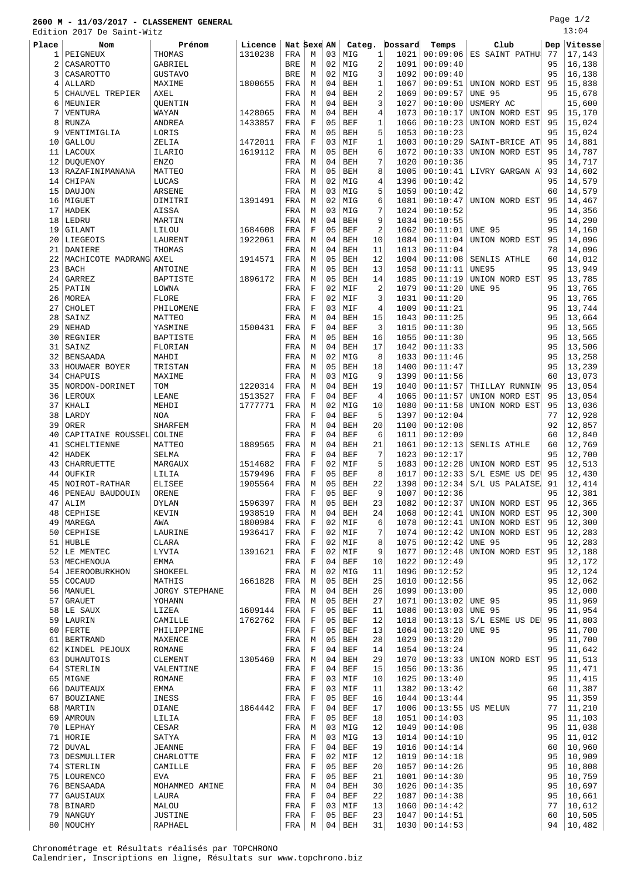# 2600 M - 11/03/2017 - CLASSEMENT GENERAL

Edition 2017 De Saint-Witz

13:04

| Place | Nom | Prénom | Licence | Nat | Sexe | AN | Categ. | | Dossard | Temps | Club | Dep | Vitesse |
|---|---|---|---|---|---|---|---|---|---|---|---|---|---|
| 1 | PEIGNEUX | THOMAS | 1310238 | FRA | M | 03 | MIG | 1 | 1021 | 00:09:06 | ES SAINT PATHU | 77 | 17,143 |
| 2 | CASAROTTO | GABRIEL | | BRE | M | 02 | MIG | 2 | 1091 | 00:09:40 | | 95 | 16,138 |
| 3 | CASAROTTO | GUSTAVO | | BRE | M | 02 | MIG | 3 | 1092 | 00:09:40 | | 95 | 16,138 |
| 4 | ALLARD | MAXIME | 1800655 | FRA | M | 04 | BEH | 1 | 1067 | 00:09:51 | UNION NORD EST | 95 | 15,838 |
| 5 | CHAUVEL TREPIER | AXEL | | FRA | M | 04 | BEH | 2 | 1069 | 00:09:57 | UNE 95 | 95 | 15,678 |
| 6 | MEUNIER | QUENTIN | | FRA | M | 04 | BEH | 3 | 1027 | 00:10:00 | USMERY AC | | 15,600 |
| 7 | VENTURA | WAYAN | 1428065 | FRA | M | 04 | BEH | 4 | 1073 | 00:10:17 | UNION NORD EST | 95 | 15,170 |
| 8 | RUNZA | ANDREA | 1433857 | FRA | F | 05 | BEF | 1 | 1066 | 00:10:23 | UNION NORD EST | 95 | 15,024 |
| 9 | VENTIMIGLIA | LORIS | | FRA | M | 05 | BEH | 5 | 1053 | 00:10:23 | | 95 | 15,024 |
| 10 | GALLOU | ZELIA | 1472011 | FRA | F | 03 | MIF | 1 | 1003 | 00:10:29 | SAINT-BRICE AT | 95 | 14,881 |
| 11 | LACOUX | ILARIO | 1619112 | FRA | M | 05 | BEH | 6 | 1072 | 00:10:33 | UNION NORD EST | 95 | 14,787 |
| 12 | DUQUENOY | ENZO | | FRA | M | 04 | BEH | 7 | 1020 | 00:10:36 | | 95 | 14,717 |
| 13 | RAZAFINIMANANA | MATTEO | | FRA | M | 05 | BEH | 8 | 1005 | 00:10:41 | LIVRY GARGAN A | 93 | 14,602 |
| 14 | CHIPAN | LUCAS | | FRA | M | 02 | MIG | 4 | 1396 | 00:10:42 | | 95 | 14,579 |
| 15 | DAUJON | ARSENE | | FRA | M | 03 | MIG | 5 | 1059 | 00:10:42 | | 60 | 14,579 |
| 16 | MIGUET | DIMITRI | 1391491 | FRA | M | 02 | MIG | 6 | 1081 | 00:10:47 | UNION NORD EST | 95 | 14,467 |
| 17 | HADEK | AISSA | | FRA | M | 03 | MIG | 7 | 1024 | 00:10:52 | | 95 | 14,356 |
| 18 | LEDRU | MARTIN | | FRA | M | 04 | BEH | 9 | 1034 | 00:10:55 | | 95 | 14,290 |
| 19 | GILANT | LILOU | 1684608 | FRA | F | 05 | BEF | 2 | 1062 | 00:11:01 | UNE 95 | 95 | 14,160 |
| 20 | LIEGEOIS | LAURENT | 1922061 | FRA | M | 04 | BEH | 10 | 1084 | 00:11:04 | UNION NORD EST | 95 | 14,096 |
| 21 | DANIERE | THOMAS | | FRA | M | 04 | BEH | 11 | 1013 | 00:11:04 | | 78 | 14,096 |
| 22 | MACHICOTE MADRANG | AXEL | 1914571 | FRA | M | 05 | BEH | 12 | 1004 | 00:11:08 | SENLIS ATHLE | 60 | 14,012 |
| 23 | BACH | ANTOINE | | FRA | M | 05 | BEH | 13 | 1058 | 00:11:11 | UNE95 | 95 | 13,949 |
| 24 | GARREZ | BAPTISTE | 1896172 | FRA | M | 05 | BEH | 14 | 1085 | 00:11:19 | UNION NORD EST | 95 | 13,785 |
| 25 | PATIN | LOWNA | | FRA | F | 02 | MIF | 2 | 1079 | 00:11:20 | UNE 95 | 95 | 13,765 |
| 26 | MOREA | FLORE | | FRA | F | 02 | MIF | 3 | 1031 | 00:11:20 | | 95 | 13,765 |
| 27 | CHOLET | PHILOMENE | | FRA | F | 03 | MIF | 4 | 1009 | 00:11:21 | | 95 | 13,744 |
| 28 | SAINZ | MATTEO | | FRA | M | 04 | BEH | 15 | 1043 | 00:11:25 | | 95 | 13,664 |
| 29 | NEHAD | YASMINE | 1500431 | FRA | F | 04 | BEF | 3 | 1015 | 00:11:30 | | 95 | 13,565 |
| 30 | REGNIER | BAPTISTE | | FRA | M | 05 | BEH | 16 | 1055 | 00:11:30 | | 95 | 13,565 |
| 31 | SAINZ | FLORIAN | | FRA | M | 04 | BEH | 17 | 1042 | 00:11:33 | | 95 | 13,506 |
| 32 | BENSAADA | MAHDI | | FRA | M | 02 | MIG | 8 | 1033 | 00:11:46 | | 95 | 13,258 |
| 33 | HOUWAER BOYER | TRISTAN | | FRA | M | 05 | BEH | 18 | 1400 | 00:11:47 | | 95 | 13,239 |
| 34 | CHAPUIS | MAXIME | | FRA | M | 03 | MIG | 9 | 1399 | 00:11:56 | | 60 | 13,073 |
| 35 | NORDON-DORINET | TOM | 1220314 | FRA | M | 04 | BEH | 19 | 1040 | 00:11:57 | THILLAY RUNNIN | 95 | 13,054 |
| 36 | LEROUX | LEANE | 1513527 | FRA | F | 04 | BEF | 4 | 1065 | 00:11:57 | UNION NORD EST | 95 | 13,054 |
| 37 | KHALI | MEHDI | 1777771 | FRA | M | 02 | MIG | 10 | 1080 | 00:11:58 | UNION NORD EST | 95 | 13,036 |
| 38 | LARDY | NOA | | FRA | F | 04 | BEF | 5 | 1397 | 00:12:04 | | 77 | 12,928 |
| 39 | ORER | SHARFEM | | FRA | M | 04 | BEH | 20 | 1100 | 00:12:08 | | 92 | 12,857 |
| 40 | CAPITAINE ROUSSEL | COLINE | | FRA | F | 04 | BEF | 6 | 1011 | 00:12:09 | | 60 | 12,840 |
| 41 | SCHELTIENNE | MATTEO | 1889565 | FRA | M | 04 | BEH | 21 | 1061 | 00:12:13 | SENLIS ATHLE | 60 | 12,769 |
| 42 | HADEK | SELMA | | FRA | F | 04 | BEF | 7 | 1023 | 00:12:17 | | 95 | 12,700 |
| 43 | CHARRUETTE | MARGAUX | 1514682 | FRA | F | 02 | MIF | 5 | 1083 | 00:12:28 | UNION NORD EST | 95 | 12,513 |
| 44 | OUFKIR | LILIA | 1579496 | FRA | F | 05 | BEF | 8 | 1017 | 00:12:33 | S/L ESME US DE | 95 | 12,430 |
| 45 | NOIROT-RATHAR | ELISEE | 1905564 | FRA | M | 05 | BEH | 22 | 1398 | 00:12:34 | S/L US PALAISE | 91 | 12,414 |
| 46 | PENEAU BAUDOUIN | ORENE | | FRA | F | 05 | BEF | 9 | 1007 | 00:12:36 | | 95 | 12,381 |
| 47 | ALIM | DYLAN | 1596397 | FRA | M | 05 | BEH | 23 | 1082 | 00:12:37 | UNION NORD EST | 95 | 12,365 |
| 48 | CEPHISE | KEVIN | 1938519 | FRA | M | 04 | BEH | 24 | 1068 | 00:12:41 | UNION NORD EST | 95 | 12,300 |
| 49 | MAREGA | AWA | 1800984 | FRA | F | 02 | MIF | 6 | 1078 | 00:12:41 | UNION NORD EST | 95 | 12,300 |
| 50 | CEPHISE | LAURINE | 1936417 | FRA | F | 02 | MIF | 7 | 1074 | 00:12:42 | UNION NORD EST | 95 | 12,283 |
| 51 | HUBLE | CLARA | | FRA | F | 02 | MIF | 8 | 1075 | 00:12:42 | UNE 95 | 95 | 12,283 |
| 52 | LE MENTEC | LYVIA | 1391621 | FRA | F | 02 | MIF | 9 | 1077 | 00:12:48 | UNION NORD EST | 95 | 12,188 |
| 53 | MECHENOUA | EMMA | | FRA | F | 04 | BEF | 10 | 1022 | 00:12:49 | | 95 | 12,172 |
| 54 | JEEROOBURKHON | SHOKEEL | | FRA | M | 02 | MIG | 11 | 1096 | 00:12:52 | | 95 | 12,124 |
| 55 | COCAUD | MATHIS | 1661828 | FRA | M | 05 | BEH | 25 | 1010 | 00:12:56 | | 95 | 12,062 |
| 56 | MANUEL | JORGY STEPHANE | | FRA | M | 04 | BEH | 26 | 1099 | 00:13:00 | | 95 | 12,000 |
| 57 | GRAUET | YOHANN | | FRA | M | 05 | BEH | 27 | 1071 | 00:13:02 | UNE 95 | 95 | 11,969 |
| 58 | LE SAUX | LIZEA | 1609144 | FRA | F | 05 | BEF | 11 | 1086 | 00:13:03 | UNE 95 | 95 | 11,954 |
| 59 | LAURIN | CAMILLE | 1762762 | FRA | F | 05 | BEF | 12 | 1018 | 00:13:13 | S/L ESME US DE | 95 | 11,803 |
| 60 | FERTE | PHILIPPINE | | FRA | F | 05 | BEF | 13 | 1064 | 00:13:20 | UNE 95 | 95 | 11,700 |
| 61 | BERTRAND | MAXENCE | | FRA | M | 05 | BEH | 28 | 1029 | 00:13:20 | | 95 | 11,700 |
| 62 | KINDEL PEJOUX | ROMANE | | FRA | F | 04 | BEF | 14 | 1054 | 00:13:24 | | 95 | 11,642 |
| 63 | DUHAUTOIS | CLEMENT | 1305460 | FRA | M | 04 | BEH | 29 | 1070 | 00:13:33 | UNION NORD EST | 95 | 11,513 |
| 64 | STERLIN | VALENTINE | | FRA | F | 04 | BEF | 15 | 1056 | 00:13:36 | | 95 | 11,471 |
| 65 | MIGNE | ROMANE | | FRA | F | 03 | MIF | 10 | 1025 | 00:13:40 | | 95 | 11,415 |
| 66 | DAUTEAUX | EMMA | | FRA | F | 03 | MIF | 11 | 1382 | 00:13:42 | | 60 | 11,387 |
| 67 | BOUZIANE | INESS | | FRA | F | 05 | BEF | 16 | 1044 | 00:13:44 | | 95 | 11,359 |
| 68 | MARTIN | DIANE | 1864442 | FRA | F | 04 | BEF | 17 | 1006 | 00:13:55 | US MELUN | 77 | 11,210 |
| 69 | AMROUN | LILIA | | FRA | F | 05 | BEF | 18 | 1051 | 00:14:03 | | 95 | 11,103 |
| 70 | LEPHAY | CESAR | | FRA | M | 03 | MIG | 12 | 1049 | 00:14:08 | | 95 | 11,038 |
| 71 | HORIE | SATYA | | FRA | M | 03 | MIG | 13 | 1014 | 00:14:10 | | 95 | 11,012 |
| 72 | DUVAL | JEANNE | | FRA | F | 04 | BEF | 19 | 1016 | 00:14:14 | | 60 | 10,960 |
| 73 | DESMULLIER | CHARLOTTE | | FRA | F | 02 | MIF | 12 | 1019 | 00:14:18 | | 95 | 10,909 |
| 74 | STERLIN | CAMILLE | | FRA | F | 05 | BEF | 20 | 1057 | 00:14:26 | | 95 | 10,808 |
| 75 | LOURENCO | EVA | | FRA | F | 05 | BEF | 21 | 1001 | 00:14:30 | | 95 | 10,759 |
| 76 | BENSAADA | MOHAMMED AMINE | | FRA | M | 04 | BEH | 30 | 1026 | 00:14:35 | | 95 | 10,697 |
| 77 | GAUSIAUX | LAURA | | FRA | F | 04 | BEF | 22 | 1087 | 00:14:38 | | 95 | 10,661 |
| 78 | BINARD | MALOU | | FRA | F | 03 | MIF | 13 | 1060 | 00:14:42 | | 77 | 10,612 |
| 79 | NANGUY | JUSTINE | | FRA | F | 05 | BEF | 23 | 1047 | 00:14:51 | | 60 | 10,505 |
| 80 | NOUCHY | RAPHAEL | | FRA | M | 04 | BEH | 31 | 1030 | 00:14:53 | | 94 | 10,482 |

Chronométrage et Résultats réalisés par TOPCHRONO
Calendrier, Inscriptions en ligne, Résultats sur www.topchrono.biz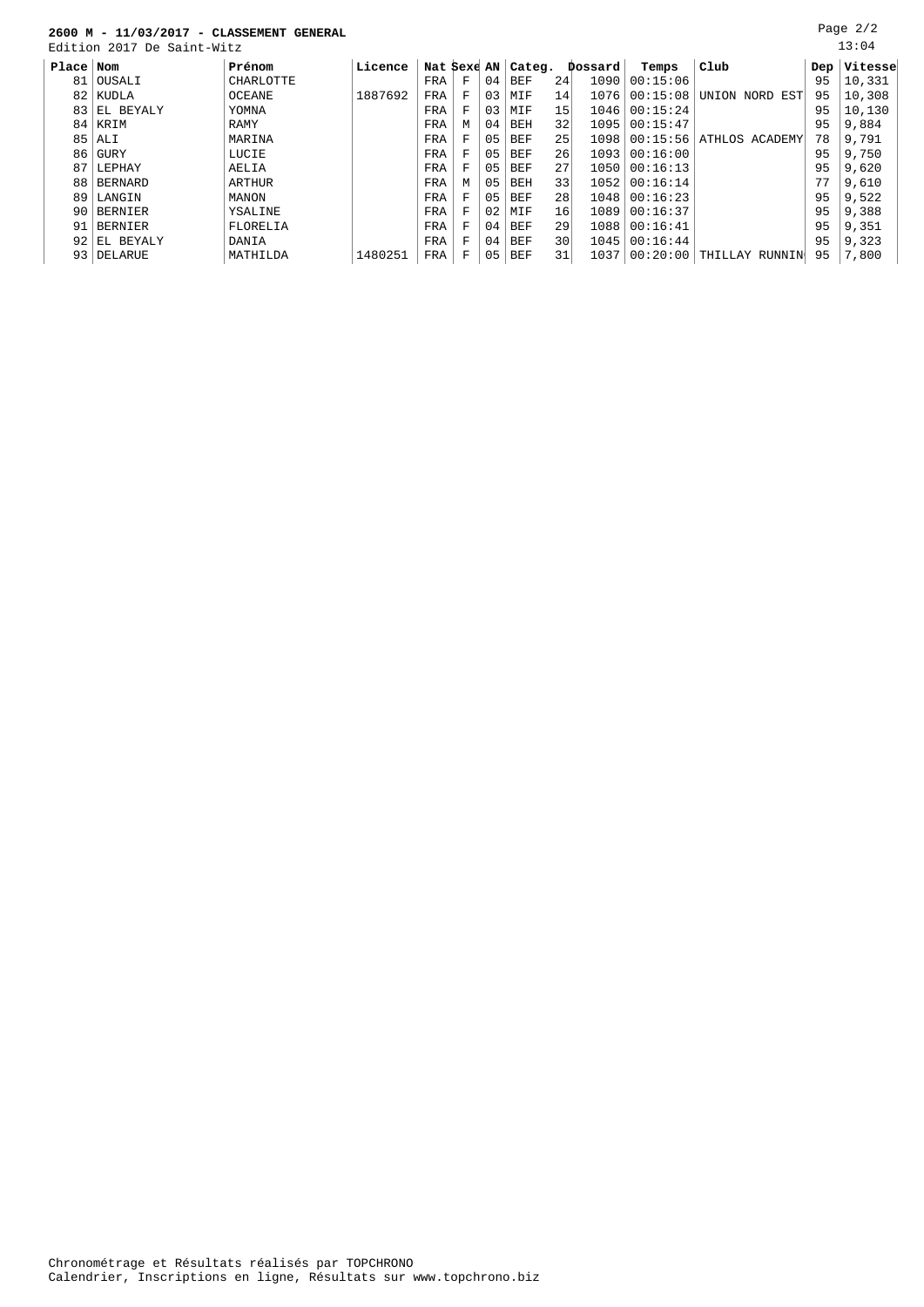**2600 M - 11/03/2017 - CLASSEMENT GENERAL**

Edition 2017 De Saint-Witz

13:04

| Place | Nom | Prénom | Licence | Nat | Sexe | AN | Categ. | | Dossard | Temps | Club | Dep | Vitesse |
|---|---|---|---|---|---|---|---|---|---|---|---|---|---|
| 81 | OUSALI | CHARLOTTE | | FRA | F | 04 | BEF | 24 | 1090 | 00:15:06 | | 95 | 10,331 |
| 82 | KUDLA | OCEANE | 1887692 | FRA | F | 03 | MIF | 14 | 1076 | 00:15:08 | UNION NORD EST | 95 | 10,308 |
| 83 | EL BEYALY | YOMNA | | FRA | F | 03 | MIF | 15 | 1046 | 00:15:24 | | 95 | 10,130 |
| 84 | KRIM | RAMY | | FRA | M | 04 | BEH | 32 | 1095 | 00:15:47 | | 95 | 9,884 |
| 85 | ALI | MARINA | | FRA | F | 05 | BEF | 25 | 1098 | 00:15:56 | ATHLOS ACADEMY | 78 | 9,791 |
| 86 | GURY | LUCIE | | FRA | F | 05 | BEF | 26 | 1093 | 00:16:00 | | 95 | 9,750 |
| 87 | LEPHAY | AELIA | | FRA | F | 05 | BEF | 27 | 1050 | 00:16:13 | | 95 | 9,620 |
| 88 | BERNARD | ARTHUR | | FRA | M | 05 | BEH | 33 | 1052 | 00:16:14 | | 77 | 9,610 |
| 89 | LANGIN | MANON | | FRA | F | 05 | BEF | 28 | 1048 | 00:16:23 | | 95 | 9,522 |
| 90 | BERNIER | YSALINE | | FRA | F | 02 | MIF | 16 | 1089 | 00:16:37 | | 95 | 9,388 |
| 91 | BERNIER | FLORELIA | | FRA | F | 04 | BEF | 29 | 1088 | 00:16:41 | | 95 | 9,351 |
| 92 | EL BEYALY | DANIA | | FRA | F | 04 | BEF | 30 | 1045 | 00:16:44 | | 95 | 9,323 |
| 93 | DELARUE | MATHILDA | 1480251 | FRA | F | 05 | BEF | 31 | 1037 | 00:20:00 | THILLAY RUNNIN | 95 | 7,800 |

Chronométrage et Résultats réalisés par TOPCHRONO
Calendrier, Inscriptions en ligne, Résultats sur www.topchrono.biz